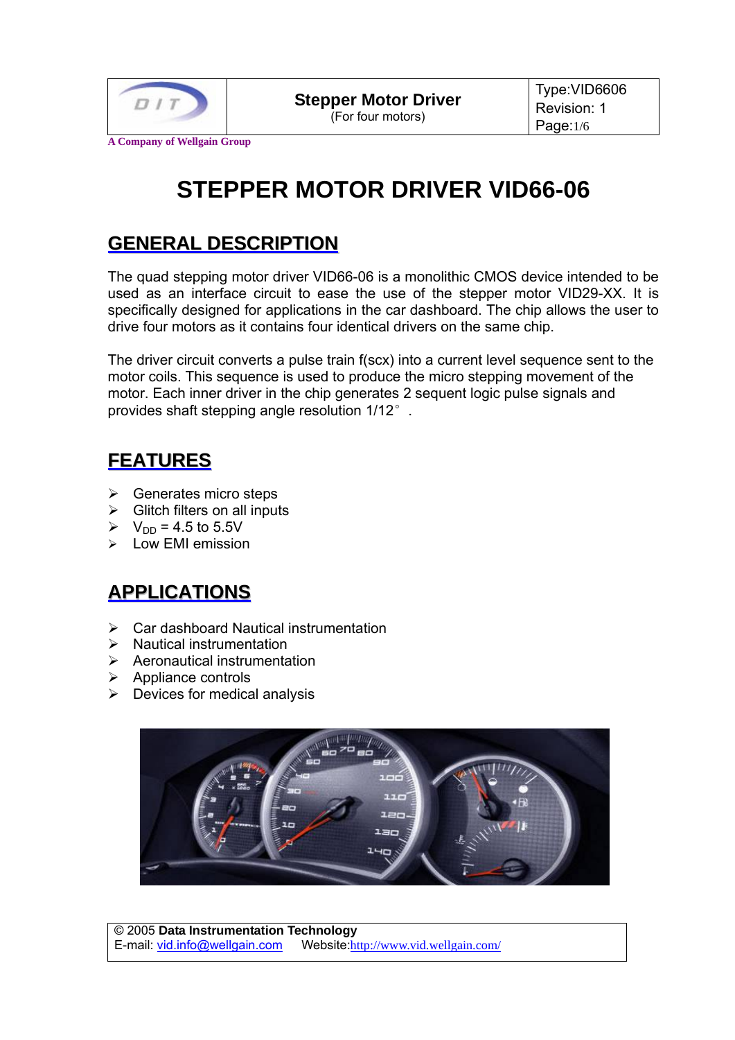| | **Stepper Motor Driver** (For four motors) | Type:VID6606 Revision: 1 |
|---|---|---|

A Company of Wellgain Group

# STEPPER MOTOR DRIVER VID66-06

## GENERAL DESCRIPTION

The quad stepping motor driver VID66-06 is a monolithic CMOS device intended to be used as an interface circuit to ease the use of the stepper motor VID29-XX. It is specifically designed for applications in the car dashboard. The chip allows the user to drive four motors as it contains four identical drivers on the same chip.

The driver circuit converts a pulse train f(scx) into a current level sequence sent to the motor coils. This sequence is used to produce the micro stepping movement of the motor. Each inner driver in the chip generates 2 sequent logic pulse signals and provides shaft stepping angle resolution 1/12° .

## FEATURES

- Generates micro steps
- Glitch filters on all inputs
- $V_{DD}$ = 4.5 to 5.5V
- Low EMI emission

## APPLICATIONS

- Car dashboard Nautical instrumentation
- Nautical instrumentation
- Aeronautical instrumentation
- Appliance controls
- Devices for medical analysis

© 2005 **Data Instrumentation Technology**
E-mail: vid.info@wellgain.com Website:http://www.vid.wellgain.com/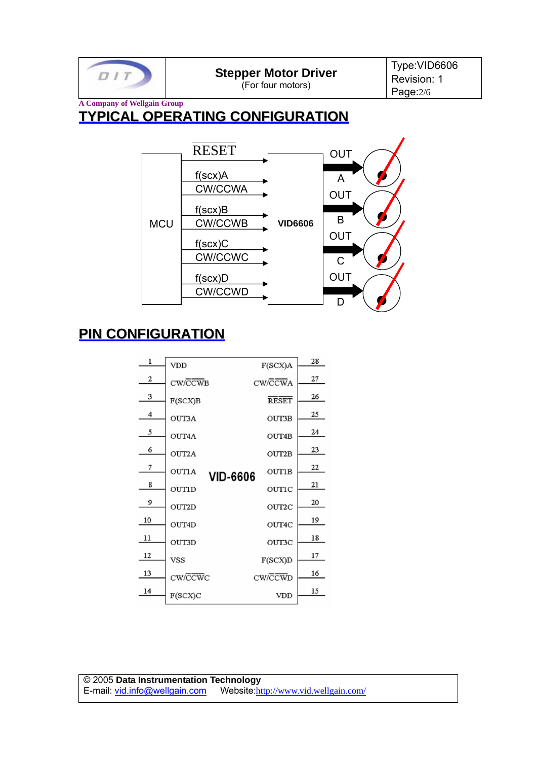## TYPICAL OPERATING CONFIGURATION

MCU → VID6606 signals: RESET, f(scx)A, CW/CCWA, f(scx)B, CW/CCWB, f(scx)C, CW/CCWC, f(scx)D, CW/CCWD

VID6606 outputs: OUT A, OUT B, OUT C, OUT D

## PIN CONFIGURATION

| Pin | Name | Name | Pin |
|---|---|---|---|
| 1 | VDD | F(SCX)A | 28 |
| 2 | CW/CCWB | CW/CCWA | 27 |
| 3 | F(SCX)B | RESET | 26 |
| 4 | OUT3A | OUT3B | 25 |
| 5 | OUT4A | OUT4B | 24 |
| 6 | OUT2A | OUT2B | 23 |
| 7 | OUT1A | OUT1B | 22 |
| 8 | OUT1D | OUT1C | 21 |
| 9 | OUT2D | OUT2C | 20 |
| 10 | OUT4D | OUT4C | 19 |
| 11 | OUT3D | OUT3C | 18 |
| 12 | VSS | F(SCX)D | 17 |
| 13 | CW/CCWC | CW/CCWD | 16 |
| 14 | F(SCX)C | VDD | 15 |

VID-6606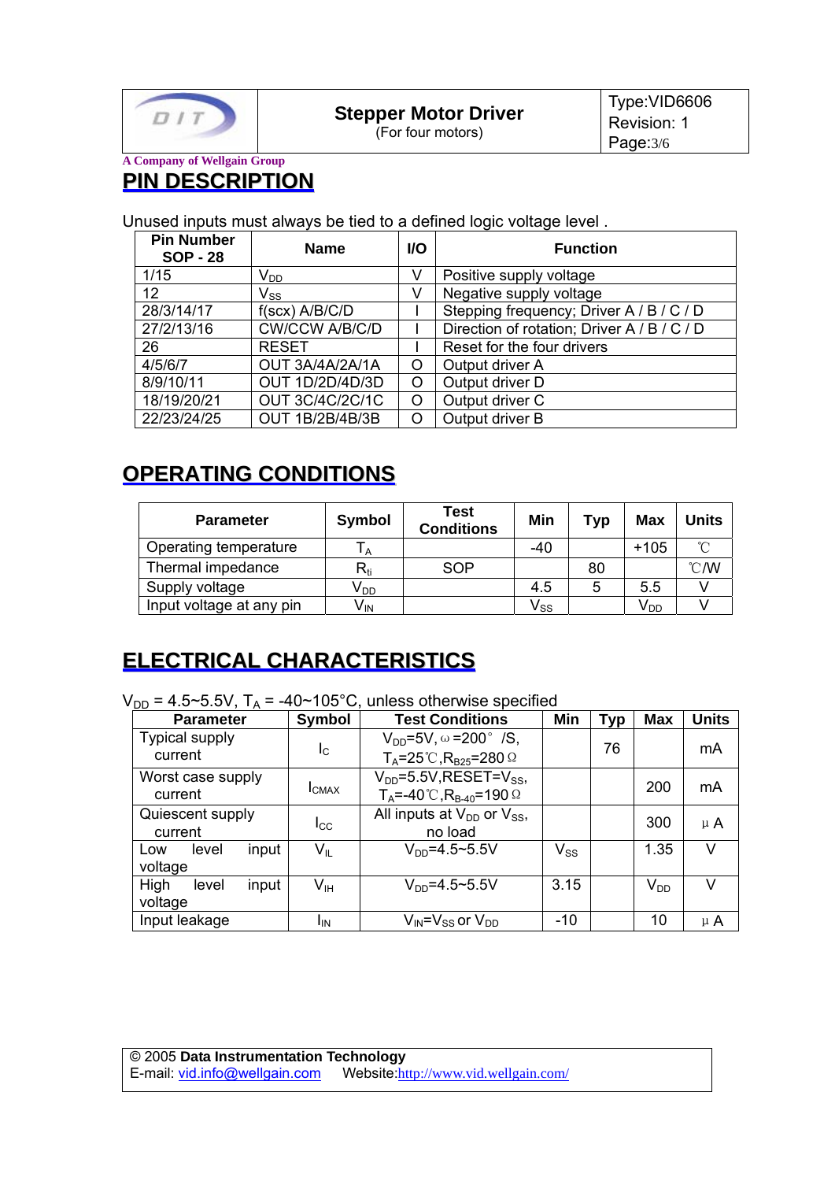## PIN DESCRIPTION

Unused inputs must always be tied to a defined logic voltage level .

| Pin Number SOP - 28 | Name | I/O | Function |
|---|---|---|---|
| 1/15 | $V_{DD}$ | V | Positive supply voltage |
| 12 | $V_{SS}$ | V | Negative supply voltage |
| 28/3/14/17 | f(scx) A/B/C/D | I | Stepping frequency; Driver A / B / C / D |
| 27/2/13/16 | CW/CCW A/B/C/D | I | Direction of rotation; Driver A / B / C / D |
| 26 | RESET | I | Reset for the four drivers |
| 4/5/6/7 | OUT 3A/4A/2A/1A | O | Output driver A |
| 8/9/10/11 | OUT 1D/2D/4D/3D | O | Output driver D |
| 18/19/20/21 | OUT 3C/4C/2C/1C | O | Output driver C |
| 22/23/24/25 | OUT 1B/2B/4B/3B | O | Output driver B |

## OPERATING CONDITIONS

| Parameter | Symbol | Test Conditions | Min | Typ | Max | Units |
|---|---|---|---|---|---|---|
| Operating temperature | $T_A$ | | -40 | | +105 | ℃ |
| Thermal impedance | $R_{ti}$ | SOP | | 80 | | ℃/W |
| Supply voltage | $V_{DD}$ | | 4.5 | 5 | 5.5 | V |
| Input voltage at any pin | $V_{IN}$ | | $V_{SS}$ | | $V_{DD}$ | V |

## ELECTRICAL CHARACTERISTICS

$V_{DD}$ = 4.5~5.5V, $T_A$ = -40~105°C, unless otherwise specified

| Parameter | Symbol | Test Conditions | Min | Typ | Max | Units |
|---|---|---|---|---|---|---|
| Typical supply current | $I_C$ | $V_{DD}$=5V, ω=200° /S, $T_A$=25℃,$R_{B25}$=280Ω | | 76 | | mA |
| Worst case supply current | $I_{CMAX}$ | $V_{DD}$=5.5V,RESET=$V_{SS}$, $T_A$=-40℃,$R_{B-40}$=190Ω | | | 200 | mA |
| Quiescent supply current | $I_{CC}$ | All inputs at $V_{DD}$ or $V_{SS}$, no load | | | 300 | μA |
| Low level input voltage | $V_{IL}$ | $V_{DD}$=4.5~5.5V | $V_{SS}$ | | 1.35 | V |
| High level input voltage | $V_{IH}$ | $V_{DD}$=4.5~5.5V | 3.15 | | $V_{DD}$ | V |
| Input leakage | $I_{IN}$ | $V_{IN}$=$V_{SS}$ or $V_{DD}$ | -10 | | 10 | μA |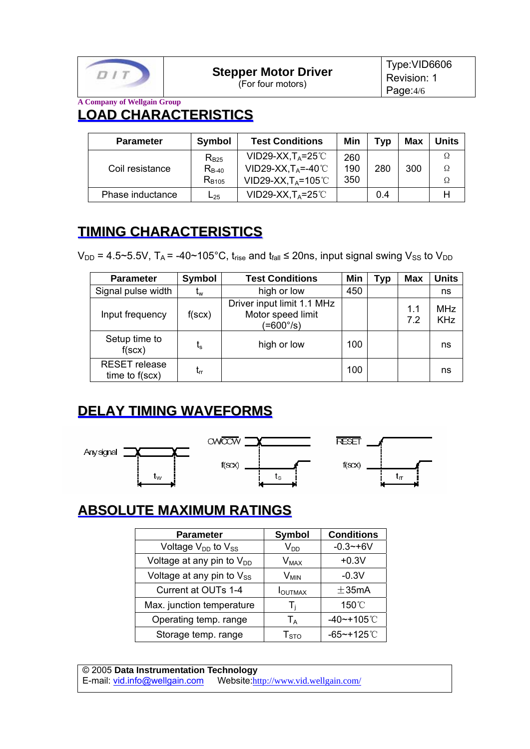## LOAD CHARACTERISTICS

| Parameter | Symbol | Test Conditions | Min | Typ | Max | Units |
|---|---|---|---|---|---|---|
| Coil resistance | $R_{B25}$<br>$R_{B-40}$<br>$R_{B105}$ | VID29-XX,$T_A$=25℃<br>VID29-XX,$T_A$=-40℃<br>VID29-XX,$T_A$=105℃ | 260<br>190<br>350 | 280 | 300 | Ω<br>Ω<br>Ω |
| Phase inductance | $L_{25}$ | VID29-XX,$T_A$=25℃ | | 0.4 | | H |

## TIMING CHARACTERISTICS

$V_{DD}$ = 4.5~5.5V, $T_A$ = -40~105°C, $t_{rise}$ and $t_{fall}$ ≤ 20ns, input signal swing $V_{SS}$ to $V_{DD}$

| Parameter | Symbol | Test Conditions | Min | Typ | Max | Units |
|---|---|---|---|---|---|---|
| Signal pulse width | $t_w$ | high or low | 450 | | | ns |
| Input frequency | f(scx) | Driver input limit 1.1 MHz<br>Motor speed limit (=600°/s) | | | 1.1<br>7.2 | MHz<br>KHz |
| Setup time to f(scx) | $t_s$ | high or low | 100 | | | ns |
| RESET release time to f(scx) | $t_{rr}$ | | 100 | | | ns |

## DELAY TIMING WAVEFORMS

Any signal — $t_W$ CW/CCW, f(scx) — $t_S$ RESET, f(scx) — $t_{rr}$

## ABSOLUTE MAXIMUM RATINGS

| Parameter | Symbol | Conditions |
|---|---|---|
| Voltage $V_{DD}$ to $V_{SS}$ | $V_{DD}$ | -0.3~+6V |
| Voltage at any pin to $V_{DD}$ | $V_{MAX}$ | +0.3V |
| Voltage at any pin to $V_{SS}$ | $V_{MIN}$ | -0.3V |
| Current at OUTs 1-4 | $I_{OUTMAX}$ | ±35mA |
| Max. junction temperature | $T_j$ | 150℃ |
| Operating temp. range | $T_A$ | -40~+105℃ |
| Storage temp. range | $T_{STO}$ | -65~+125℃ |

© 2005 **Data Instrumentation Technology**
E-mail: vid.info@wellgain.com Website: http://www.vid.wellgain.com/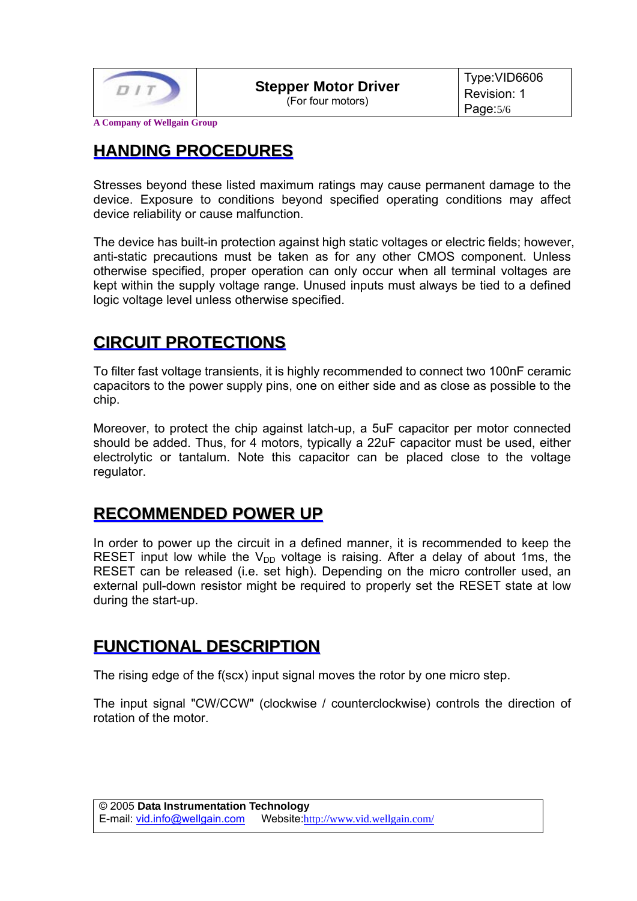## HANDING PROCEDURES

Stresses beyond these listed maximum ratings may cause permanent damage to the device. Exposure to conditions beyond specified operating conditions may affect device reliability or cause malfunction.

The device has built-in protection against high static voltages or electric fields; however, anti-static precautions must be taken as for any other CMOS component. Unless otherwise specified, proper operation can only occur when all terminal voltages are kept within the supply voltage range. Unused inputs must always be tied to a defined logic voltage level unless otherwise specified.

## CIRCUIT PROTECTIONS

To filter fast voltage transients, it is highly recommended to connect two 100nF ceramic capacitors to the power supply pins, one on either side and as close as possible to the chip.

Moreover, to protect the chip against latch-up, a 5uF capacitor per motor connected should be added. Thus, for 4 motors, typically a 22uF capacitor must be used, either electrolytic or tantalum. Note this capacitor can be placed close to the voltage regulator.

## RECOMMENDED POWER UP

In order to power up the circuit in a defined manner, it is recommended to keep the RESET input low while the $V_{DD}$ voltage is raising. After a delay of about 1ms, the RESET can be released (i.e. set high). Depending on the micro controller used, an external pull-down resistor might be required to properly set the RESET state at low during the start-up.

## FUNCTIONAL DESCRIPTION

The rising edge of the f(scx) input signal moves the rotor by one micro step.

The input signal "CW/CCW" (clockwise / counterclockwise) controls the direction of rotation of the motor.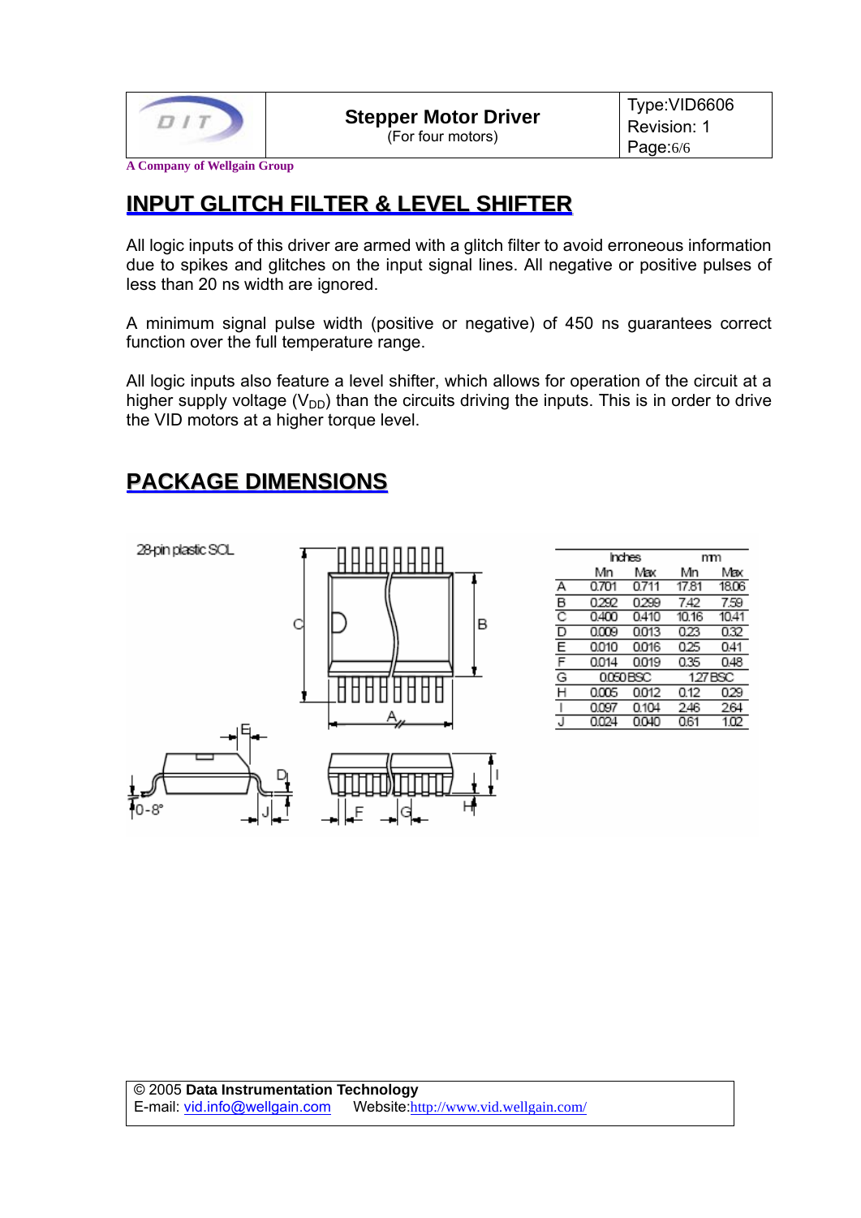## INPUT GLITCH FILTER & LEVEL SHIFTER

All logic inputs of this driver are armed with a glitch filter to avoid erroneous information due to spikes and glitches on the input signal lines. All negative or positive pulses of less than 20 ns width are ignored.

A minimum signal pulse width (positive or negative) of 450 ns guarantees correct function over the full temperature range.

All logic inputs also feature a level shifter, which allows for operation of the circuit at a higher supply voltage ($V_{DD}$) than the circuits driving the inputs. This is in order to drive the VID motors at a higher torque level.

## PACKAGE DIMENSIONS

28-pin plastic SOL

C
B
A
E
D
0-8°
J
F
G
H
I

| | Inches | | mm | |
|---|---|---|---|---|
| | Min | Max | Min | Max |
| A | 0.701 | 0.711 | 17.81 | 18.06 |
| B | 0.292 | 0.299 | 7.42 | 7.59 |
| C | 0.400 | 0.410 | 10.16 | 10.41 |
| D | 0.009 | 0.013 | 0.23 | 0.32 |
| E | 0.010 | 0.016 | 0.25 | 0.41 |
| F | 0.014 | 0.019 | 0.35 | 0.48 |
| G | 0.050 BSC | | 1.27 BSC | |
| H | 0.005 | 0.012 | 0.12 | 0.29 |
| I | 0.097 | 0.104 | 2.46 | 2.64 |
| J | 0.024 | 0.040 | 0.61 | 1.02 |

© 2005 **Data Instrumentation Technology**
E-mail: vid.info@wellgain.com Website: http://www.vid.wellgain.com/